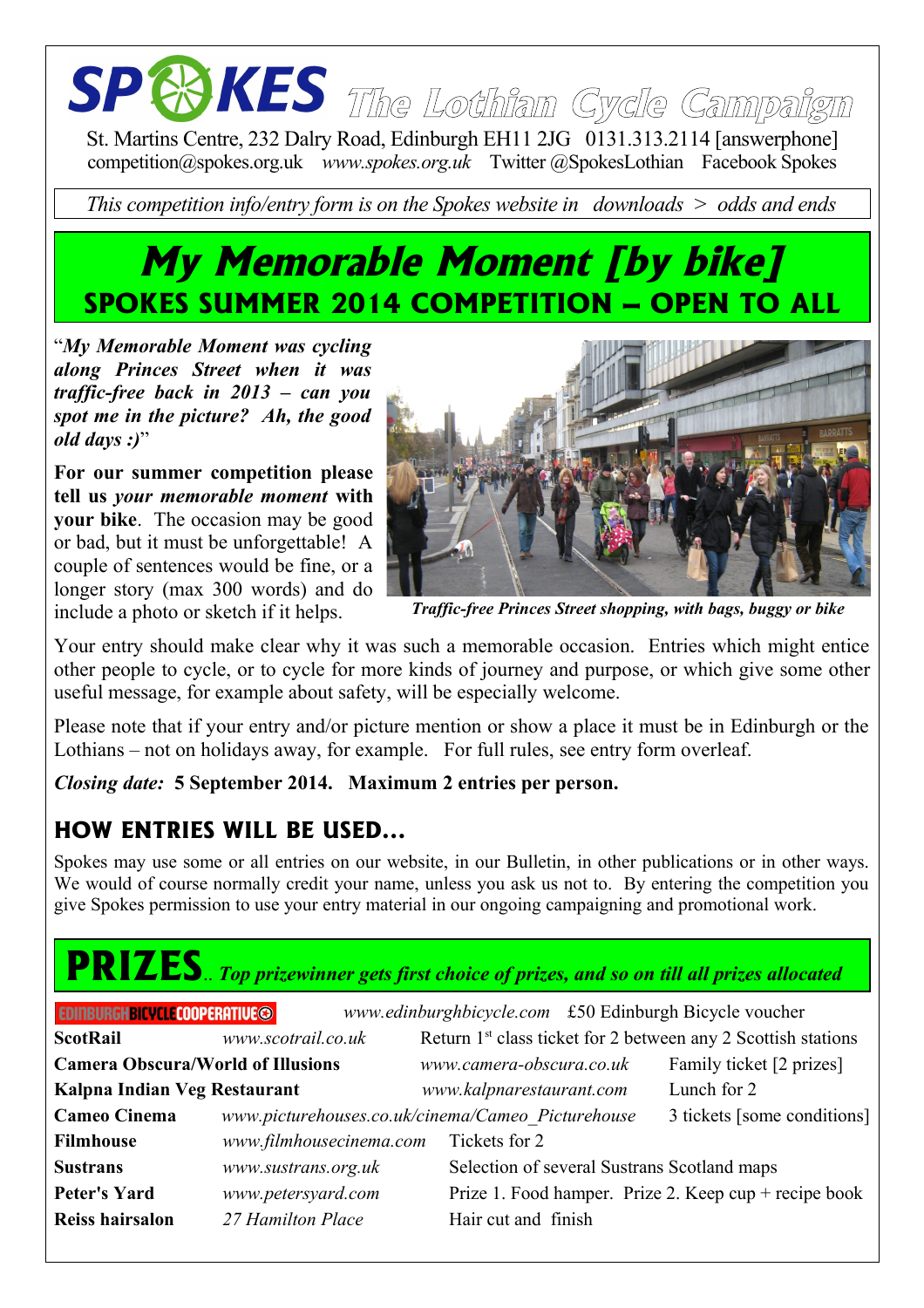# SPOKES The Lothian Cycle Campaign

St. Martins Centre, 232 Dalry Road, Edinburgh EH11 2JG 0131.313.2114 [answerphone]
competition@spokes.org.uk *www.spokes.org.uk* Twitter @SpokesLothian Facebook Spokes

*This competition info/entry form is on the Spokes website in downloads > odds and ends*

# *My Memorable Moment [by bike]*

## SPOKES SUMMER 2014 COMPETITION – OPEN TO ALL

"***My Memorable Moment was cycling along Princes Street when it was traffic-free back in 2013 – can you spot me in the picture? Ah, the good old days :)***"

**For our summer competition please tell us *your memorable moment* with your bike**. The occasion may be good or bad, but it must be unforgettable! A couple of sentences would be fine, or a longer story (max 300 words) and do include a photo or sketch if it helps.

***Traffic-free Princes Street shopping, with bags, buggy or bike***

Your entry should make clear why it was such a memorable occasion. Entries which might entice other people to cycle, or to cycle for more kinds of journey and purpose, or which give some other useful message, for example about safety, will be especially welcome.

Please note that if your entry and/or picture mention or show a place it must be in Edinburgh or the Lothians – not on holidays away, for example. For full rules, see entry form overleaf.

***Closing date:* 5 September 2014. Maximum 2 entries per person.**

## HOW ENTRIES WILL BE USED...

Spokes may use some or all entries on our website, in our Bulletin, in other publications or in other ways. We would of course normally credit your name, unless you ask us not to. By entering the competition you give Spokes permission to use your entry material in our ongoing campaigning and promotional work.

## PRIZES.. *Top prizewinner gets first choice of prizes, and so on till all prizes allocated*

| | | |
|---|---|---|
| **EDINBURGH BICYCLE COOPERATIVE** | *www.edinburghbicycle.com* | £50 Edinburgh Bicycle voucher |
| **ScotRail** | *www.scotrail.co.uk* | Return 1st class ticket for 2 between any 2 Scottish stations |
| **Camera Obscura/World of Illusions** | *www.camera-obscura.co.uk* | Family ticket [2 prizes] |
| **Kalpna Indian Veg Restaurant** | *www.kalpnarestaurant.com* | Lunch for 2 |
| **Cameo Cinema** | *www.picturehouses.co.uk/cinema/Cameo_Picturehouse* | 3 tickets [some conditions] |
| **Filmhouse** | *www.filmhousecinema.com* | Tickets for 2 |
| **Sustrans** | *www.sustrans.org.uk* | Selection of several Sustrans Scotland maps |
| **Peter's Yard** | *www.petersyard.com* | Prize 1. Food hamper. Prize 2. Keep cup + recipe book |
| **Reiss hairsalon** | *27 Hamilton Place* | Hair cut and finish |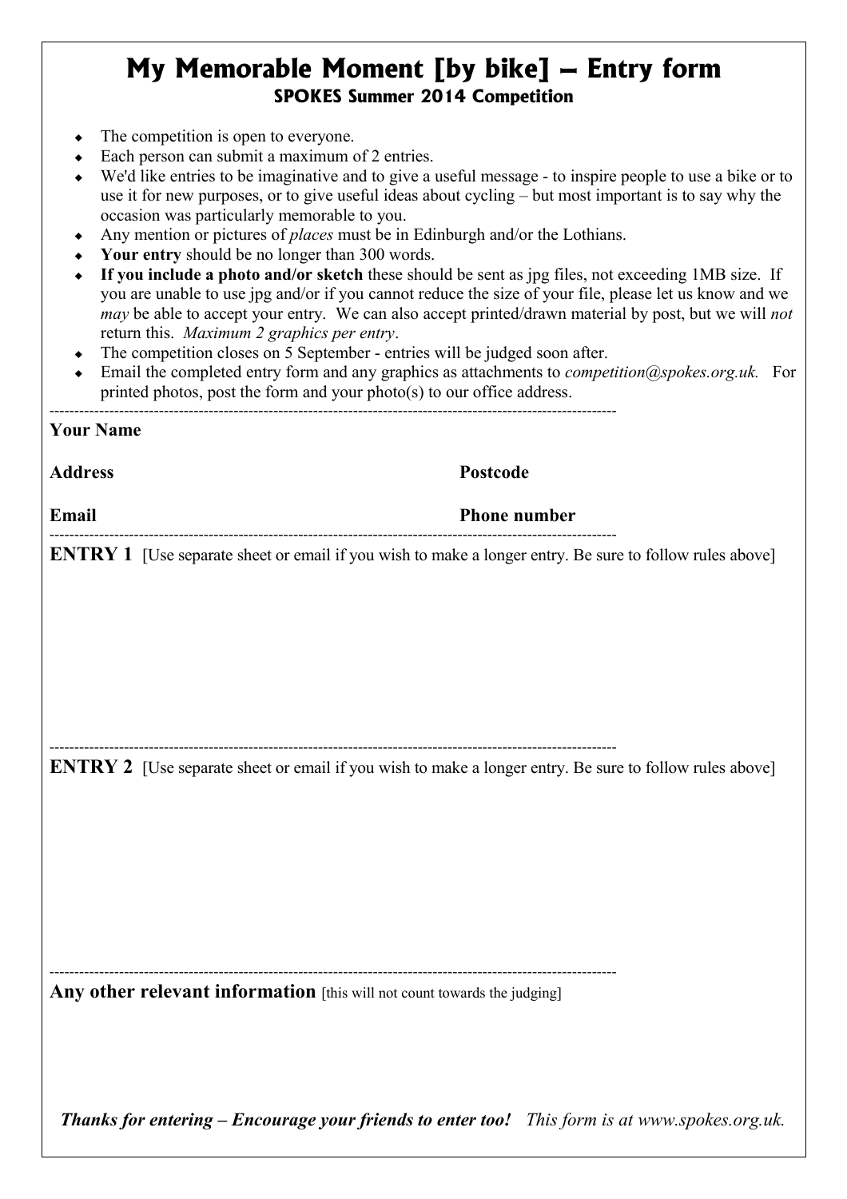# My Memorable Moment [by bike] – Entry form

## SPOKES Summer 2014 Competition

- The competition is open to everyone.
- Each person can submit a maximum of 2 entries.
- We'd like entries to be imaginative and to give a useful message - to inspire people to use a bike or to use it for new purposes, or to give useful ideas about cycling – but most important is to say why the occasion was particularly memorable to you.
- Any mention or pictures of *places* must be in Edinburgh and/or the Lothians.
- **Your entry** should be no longer than 300 words.
- **If you include a photo and/or sketch** these should be sent as jpg files, not exceeding 1MB size. If you are unable to use jpg and/or if you cannot reduce the size of your file, please let us know and we *may* be able to accept your entry. We can also accept printed/drawn material by post, but we will *not* return this. *Maximum 2 graphics per entry*.
- The competition closes on 5 September - entries will be judged soon after.
- Email the completed entry form and any graphics as attachments to *competition@spokes.org.uk.* For printed photos, post the form and your photo(s) to our office address.

---

**Your Name**

**Address** **Postcode**

**Email** **Phone number**

---

**ENTRY 1** [Use separate sheet or email if you wish to make a longer entry. Be sure to follow rules above]

---

**ENTRY 2** [Use separate sheet or email if you wish to make a longer entry. Be sure to follow rules above]

---

**Any other relevant information** [this will not count towards the judging]

***Thanks for entering – Encourage your friends to enter too!*** *This form is at www.spokes.org.uk.*